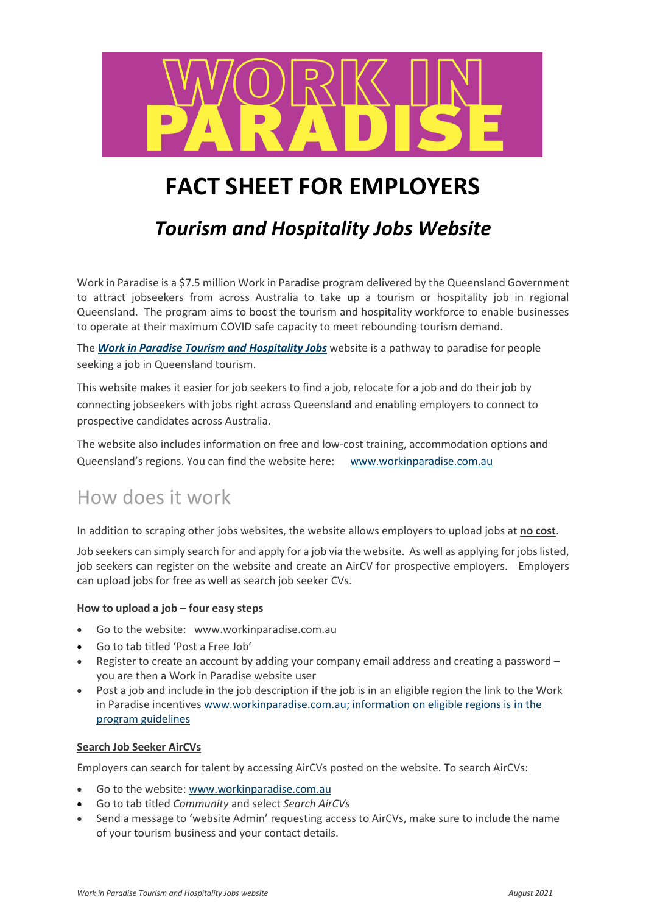# WORK IN PARADISE

# FACT SHEET FOR EMPLOYERS

## *Tourism and Hospitality Jobs Website*

Work in Paradise is a $7.5 million Work in Paradise program delivered by the Queensland Government to attract jobseekers from across Australia to take up a tourism or hospitality job in regional Queensland. The program aims to boost the tourism and hospitality workforce to enable businesses to operate at their maximum COVID safe capacity to meet rebounding tourism demand.

The ***Work in Paradise Tourism and Hospitality Jobs*** website is a pathway to paradise for people seeking a job in Queensland tourism.

This website makes it easier for job seekers to find a job, relocate for a job and do their job by connecting jobseekers with jobs right across Queensland and enabling employers to connect to prospective candidates across Australia.

The website also includes information on free and low-cost training, accommodation options and Queensland's regions. You can find the website here: www.workinparadise.com.au

## How does it work

In addition to scraping other jobs websites, the website allows employers to upload jobs at **no cost**.

Job seekers can simply search for and apply for a job via the website. As well as applying for jobs listed, job seekers can register on the website and create an AirCV for prospective employers. Employers can upload jobs for free as well as search job seeker CVs.

**How to upload a job – four easy steps**

- Go to the website: www.workinparadise.com.au
- Go to tab titled 'Post a Free Job'
- Register to create an account by adding your company email address and creating a password – you are then a Work in Paradise website user
- Post a job and include in the job description if the job is in an eligible region the link to the Work in Paradise incentives www.workinparadise.com.au; information on eligible regions is in the program guidelines

**Search Job Seeker AirCVs**

Employers can search for talent by accessing AirCVs posted on the website. To search AirCVs:

- Go to the website: www.workinparadise.com.au
- Go to tab titled *Community* and select *Search AirCVs*
- Send a message to 'website Admin' requesting access to AirCVs, make sure to include the name of your tourism business and your contact details.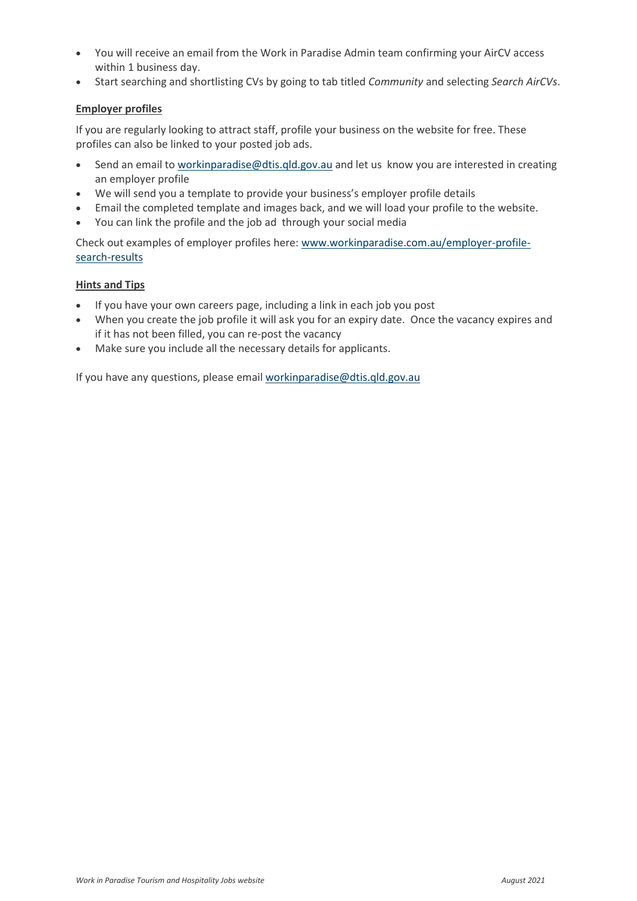- You will receive an email from the Work in Paradise Admin team confirming your AirCV access within 1 business day.
- Start searching and shortlisting CVs by going to tab titled *Community* and selecting *Search AirCVs*.

**Employer profiles**

If you are regularly looking to attract staff, profile your business on the website for free. These profiles can also be linked to your posted job ads.

- Send an email to workinparadise@dtis.qld.gov.au and let us know you are interested in creating an employer profile
- We will send you a template to provide your business's employer profile details
- Email the completed template and images back, and we will load your profile to the website.
- You can link the profile and the job ad through your social media

Check out examples of employer profiles here: www.workinparadise.com.au/employer-profile-search-results

**Hints and Tips**

- If you have your own careers page, including a link in each job you post
- When you create the job profile it will ask you for an expiry date. Once the vacancy expires and if it has not been filled, you can re-post the vacancy
- Make sure you include all the necessary details for applicants.

If you have any questions, please email workinparadise@dtis.qld.gov.au